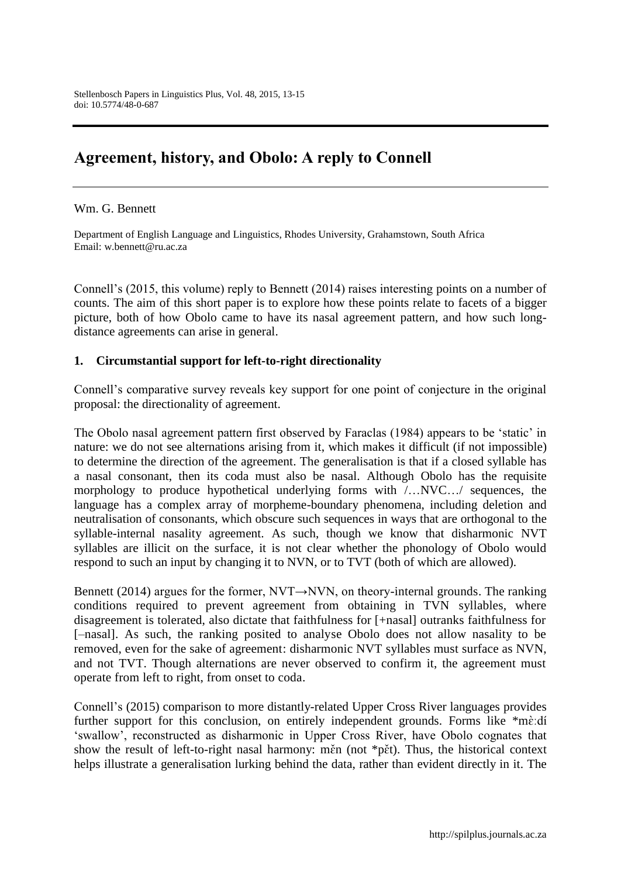# Agreement, history, and Obolo: A reply to Connell

Wm. G. Bennett

Department of English Language and Linguistics, Rhodes University, Grahamstown, South Africa
Email: w.bennett@ru.ac.za

Connell's (2015, this volume) reply to Bennett (2014) raises interesting points on a number of counts. The aim of this short paper is to explore how these points relate to facets of a bigger picture, both of how Obolo came to have its nasal agreement pattern, and how such long-distance agreements can arise in general.

## 1. Circumstantial support for left-to-right directionality

Connell's comparative survey reveals key support for one point of conjecture in the original proposal: the directionality of agreement.

The Obolo nasal agreement pattern first observed by Faraclas (1984) appears to be 'static' in nature: we do not see alternations arising from it, which makes it difficult (if not impossible) to determine the direction of the agreement. The generalisation is that if a closed syllable has a nasal consonant, then its coda must also be nasal. Although Obolo has the requisite morphology to produce hypothetical underlying forms with /…NVC…/ sequences, the language has a complex array of morpheme-boundary phenomena, including deletion and neutralisation of consonants, which obscure such sequences in ways that are orthogonal to the syllable-internal nasality agreement. As such, though we know that disharmonic NVT syllables are illicit on the surface, it is not clear whether the phonology of Obolo would respond to such an input by changing it to NVN, or to TVT (both of which are allowed).

Bennett (2014) argues for the former, NVT→NVN, on theory-internal grounds. The ranking conditions required to prevent agreement from obtaining in TVN syllables, where disagreement is tolerated, also dictate that faithfulness for [+nasal] outranks faithfulness for [–nasal]. As such, the ranking posited to analyse Obolo does not allow nasality to be removed, even for the sake of agreement: disharmonic NVT syllables must surface as NVN, and not TVT. Though alternations are never observed to confirm it, the agreement must operate from left to right, from onset to coda.

Connell's (2015) comparison to more distantly-related Upper Cross River languages provides further support for this conclusion, on entirely independent grounds. Forms like *mɛ̀ːdí 'swallow', reconstructed as disharmonic in Upper Cross River, have Obolo cognates that show the result of left-to-right nasal harmony: mɛ̌n (not *pɛ̌t). Thus, the historical context helps illustrate a generalisation lurking behind the data, rather than evident directly in it. The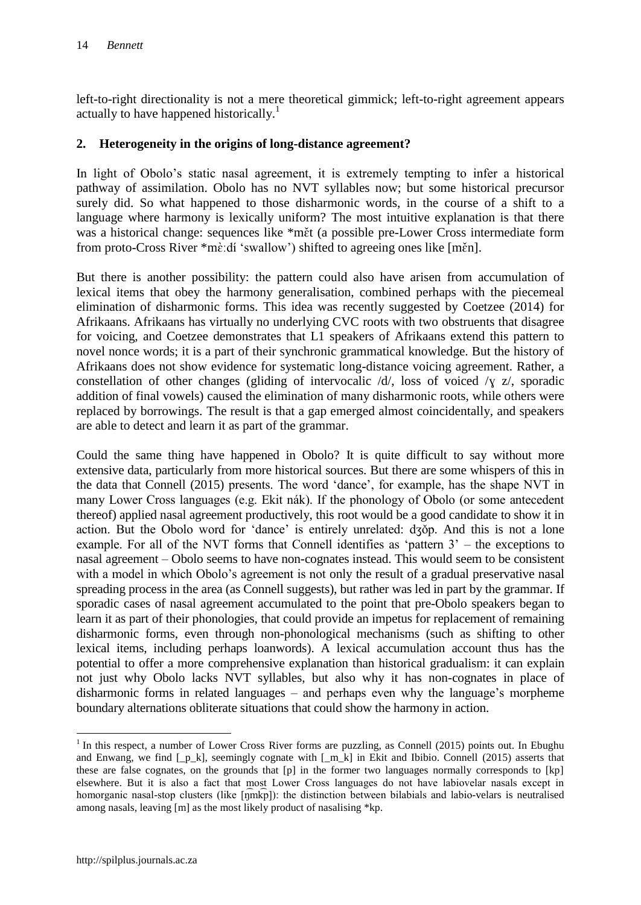left-to-right directionality is not a mere theoretical gimmick; left-to-right agreement appears actually to have happened historically.[1]

## 2. Heterogeneity in the origins of long-distance agreement?

In light of Obolo's static nasal agreement, it is extremely tempting to infer a historical pathway of assimilation. Obolo has no NVT syllables now; but some historical precursor surely did. So what happened to those disharmonic words, in the course of a shift to a language where harmony is lexically uniform? The most intuitive explanation is that there was a historical change: sequences like *mět (a possible pre-Lower Cross intermediate form from proto-Cross River *mɛ̀ːdí 'swallow') shifted to agreeing ones like [měn].

But there is another possibility: the pattern could also have arisen from accumulation of lexical items that obey the harmony generalisation, combined perhaps with the piecemeal elimination of disharmonic forms. This idea was recently suggested by Coetzee (2014) for Afrikaans. Afrikaans has virtually no underlying CVC roots with two obstruents that disagree for voicing, and Coetzee demonstrates that L1 speakers of Afrikaans extend this pattern to novel nonce words; it is a part of their synchronic grammatical knowledge. But the history of Afrikaans does not show evidence for systematic long-distance voicing agreement. Rather, a constellation of other changes (gliding of intervocalic /d/, loss of voiced /ɣ z/, sporadic addition of final vowels) caused the elimination of many disharmonic roots, while others were replaced by borrowings. The result is that a gap emerged almost coincidentally, and speakers are able to detect and learn it as part of the grammar.

Could the same thing have happened in Obolo? It is quite difficult to say without more extensive data, particularly from more historical sources. But there are some whispers of this in the data that Connell (2015) presents. The word 'dance', for example, has the shape NVT in many Lower Cross languages (e.g. Ekit nák). If the phonology of Obolo (or some antecedent thereof) applied nasal agreement productively, this root would be a good candidate to show it in action. But the Obolo word for 'dance' is entirely unrelated: dʒǒp. And this is not a lone example. For all of the NVT forms that Connell identifies as 'pattern 3' – the exceptions to nasal agreement – Obolo seems to have non-cognates instead. This would seem to be consistent with a model in which Obolo's agreement is not only the result of a gradual preservative nasal spreading process in the area (as Connell suggests), but rather was led in part by the grammar. If sporadic cases of nasal agreement accumulated to the point that pre-Obolo speakers began to learn it as part of their phonologies, that could provide an impetus for replacement of remaining disharmonic forms, even through non-phonological mechanisms (such as shifting to other lexical items, including perhaps loanwords). A lexical accumulation account thus has the potential to offer a more comprehensive explanation than historical gradualism: it can explain not just why Obolo lacks NVT syllables, but also why it has non-cognates in place of disharmonic forms in related languages – and perhaps even why the language's morpheme boundary alternations obliterate situations that could show the harmony in action.

[1] In this respect, a number of Lower Cross River forms are puzzling, as Connell (2015) points out. In Ebughu and Enwang, we find [_p_k], seemingly cognate with [_m_k] in Ekit and Ibibio. Connell (2015) asserts that these are false cognates, on the grounds that [p] in the former two languages normally corresponds to [kp] elsewhere. But it is also a fact that most Lower Cross languages do not have labiovelar nasals except in homorganic nasal-stop clusters (like [ŋ͡mk͡p]): the distinction between bilabials and labio-velars is neutralised among nasals, leaving [m] as the most likely product of nasalising *kp.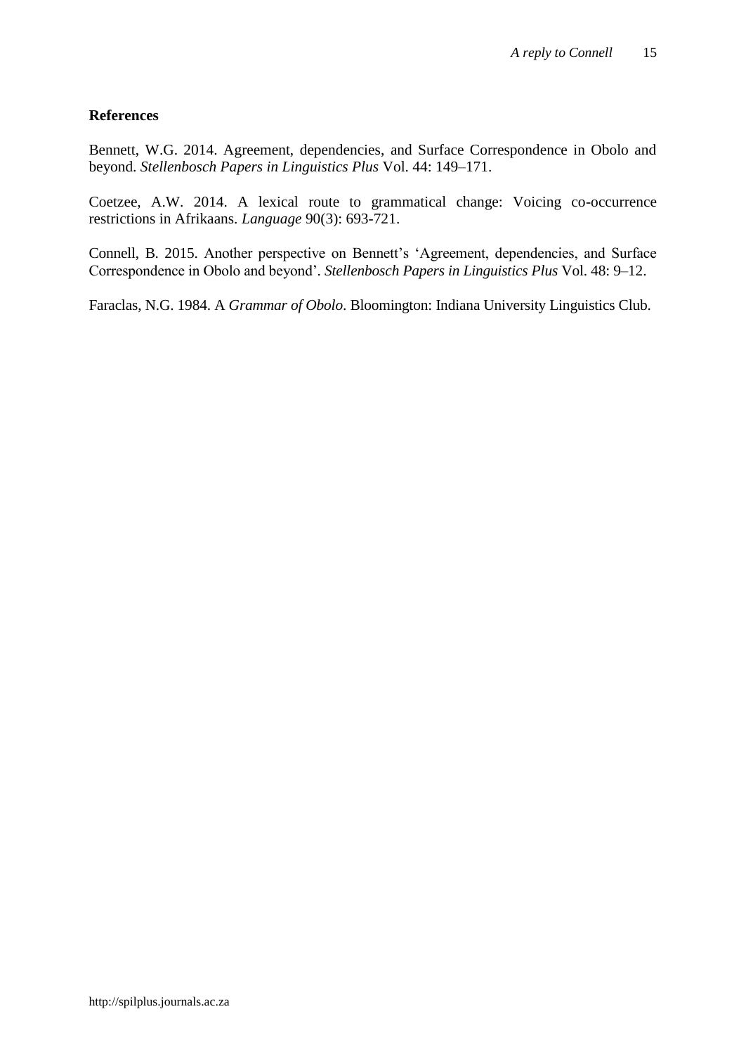**References**

Bennett, W.G. 2014. Agreement, dependencies, and Surface Correspondence in Obolo and beyond. *Stellenbosch Papers in Linguistics Plus* Vol. 44: 149–171.

Coetzee, A.W. 2014. A lexical route to grammatical change: Voicing co-occurrence restrictions in Afrikaans. *Language* 90(3): 693-721.

Connell, B. 2015. Another perspective on Bennett's 'Agreement, dependencies, and Surface Correspondence in Obolo and beyond'. *Stellenbosch Papers in Linguistics Plus* Vol. 48: 9–12.

Faraclas, N.G. 1984. A *Grammar of Obolo*. Bloomington: Indiana University Linguistics Club.